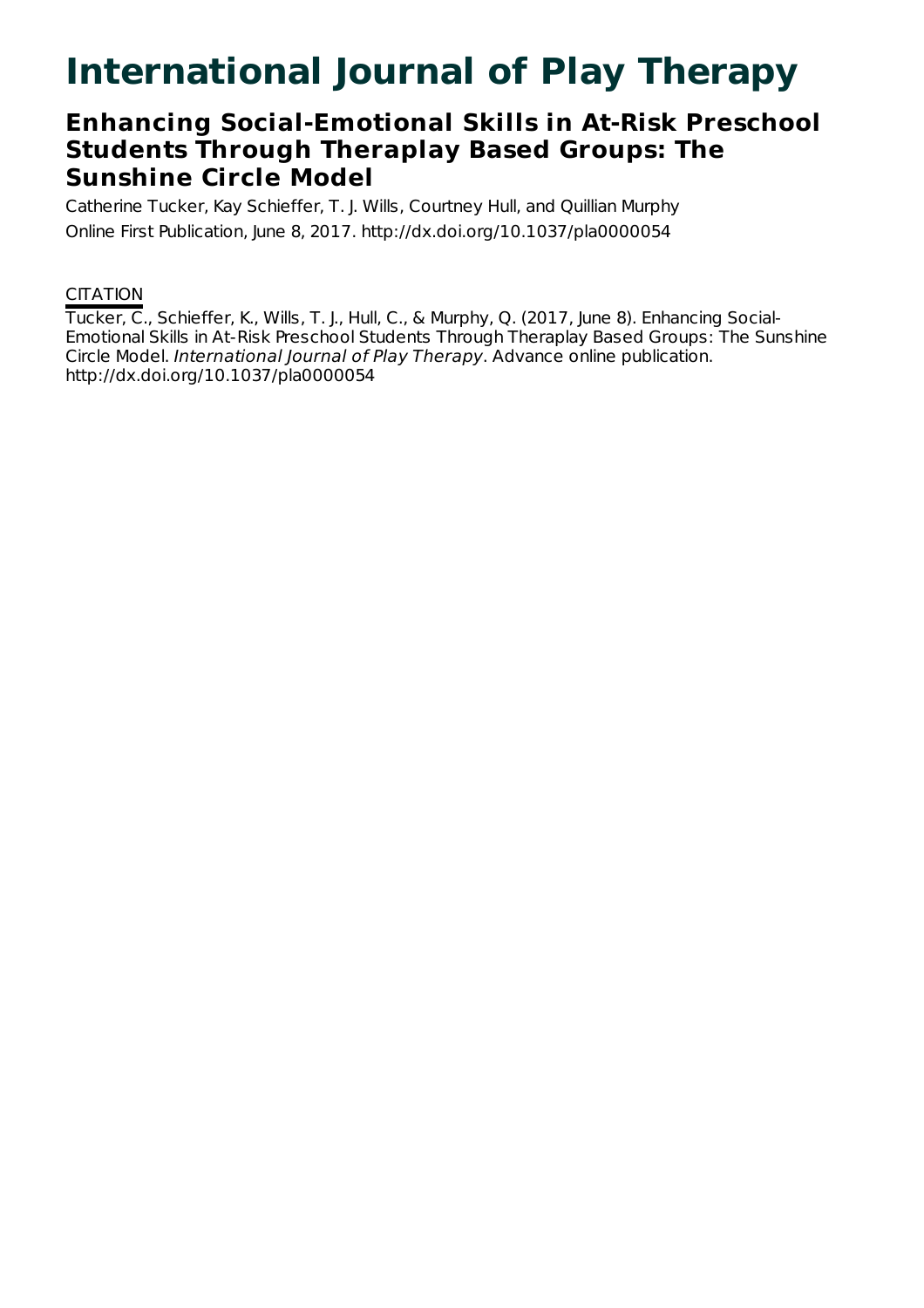# International Journal of Play Therapy

## Enhancing Social-Emotional Skills in At-Risk Preschool Students Through Theraplay Based Groups: The Sunshine Circle Model

Catherine Tucker, Kay Schieffer, T. J. Wills, Courtney Hull, and Quillian Murphy

Online First Publication, June 8, 2017. http://dx.doi.org/10.1037/pla0000054

CITATION

Tucker, C., Schieffer, K., Wills, T. J., Hull, C., & Murphy, Q. (2017, June 8). Enhancing Social-Emotional Skills in At-Risk Preschool Students Through Theraplay Based Groups: The Sunshine Circle Model. *International Journal of Play Therapy*. Advance online publication. http://dx.doi.org/10.1037/pla0000054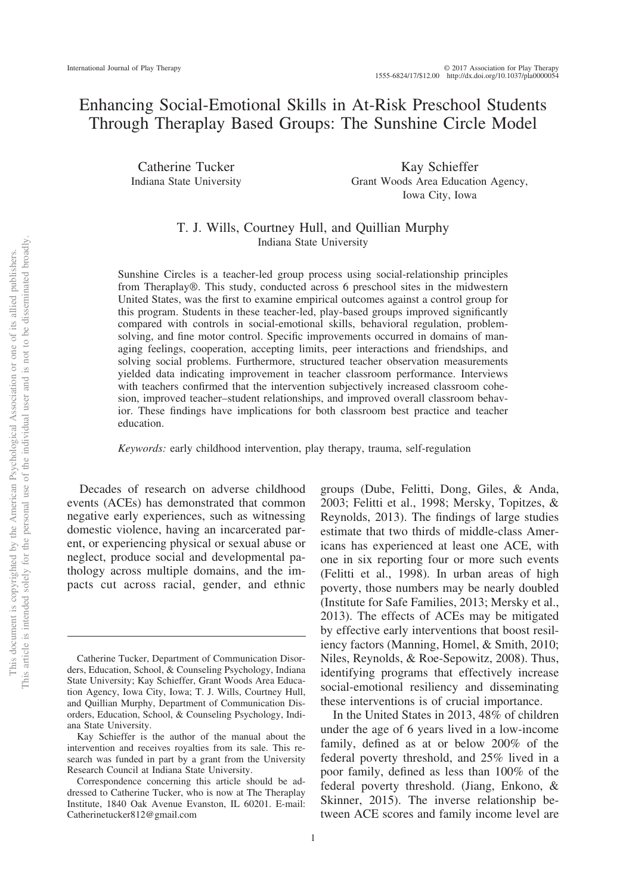# Enhancing Social-Emotional Skills in At-Risk Preschool Students Through Theraplay Based Groups: The Sunshine Circle Model

Catherine Tucker
Indiana State University

Kay Schieffer
Grant Woods Area Education Agency, Iowa City, Iowa

T. J. Wills, Courtney Hull, and Quillian Murphy
Indiana State University

Sunshine Circles is a teacher-led group process using social-relationship principles from Theraplay®. This study, conducted across 6 preschool sites in the midwestern United States, was the first to examine empirical outcomes against a control group for this program. Students in these teacher-led, play-based groups improved significantly compared with controls in social-emotional skills, behavioral regulation, problem-solving, and fine motor control. Specific improvements occurred in domains of managing feelings, cooperation, accepting limits, peer interactions and friendships, and solving social problems. Furthermore, structured teacher observation measurements yielded data indicating improvement in teacher classroom performance. Interviews with teachers confirmed that the intervention subjectively increased classroom cohesion, improved teacher–student relationships, and improved overall classroom behavior. These findings have implications for both classroom best practice and teacher education.

*Keywords:* early childhood intervention, play therapy, trauma, self-regulation

Decades of research on adverse childhood events (ACEs) has demonstrated that common negative early experiences, such as witnessing domestic violence, having an incarcerated parent, or experiencing physical or sexual abuse or neglect, produce social and developmental pathology across multiple domains, and the impacts cut across racial, gender, and ethnic groups (Dube, Felitti, Dong, Giles, & Anda, 2003; Felitti et al., 1998; Mersky, Topitzes, & Reynolds, 2013). The findings of large studies estimate that two thirds of middle-class Americans has experienced at least one ACE, with one in six reporting four or more such events (Felitti et al., 1998). In urban areas of high poverty, those numbers may be nearly doubled (Institute for Safe Families, 2013; Mersky et al., 2013). The effects of ACEs may be mitigated by effective early interventions that boost resiliency factors (Manning, Homel, & Smith, 2010; Niles, Reynolds, & Roe-Sepowitz, 2008). Thus, identifying programs that effectively increase social-emotional resiliency and disseminating these interventions is of crucial importance.

In the United States in 2013, 48% of children under the age of 6 years lived in a low-income family, defined as at or below 200% of the federal poverty threshold, and 25% lived in a poor family, defined as less than 100% of the federal poverty threshold. (Jiang, Enkono, & Skinner, 2015). The inverse relationship between ACE scores and family income level are

Catherine Tucker, Department of Communication Disorders, Education, School, & Counseling Psychology, Indiana State University; Kay Schieffer, Grant Woods Area Education Agency, Iowa City, Iowa; T. J. Wills, Courtney Hull, and Quillian Murphy, Department of Communication Disorders, Education, School, & Counseling Psychology, Indiana State University.

Kay Schieffer is the author of the manual about the intervention and receives royalties from its sale. This research was funded in part by a grant from the University Research Council at Indiana State University.

Correspondence concerning this article should be addressed to Catherine Tucker, who is now at The Theraplay Institute, 1840 Oak Avenue Evanston, IL 60201. E-mail: Catherinetucker812@gmail.com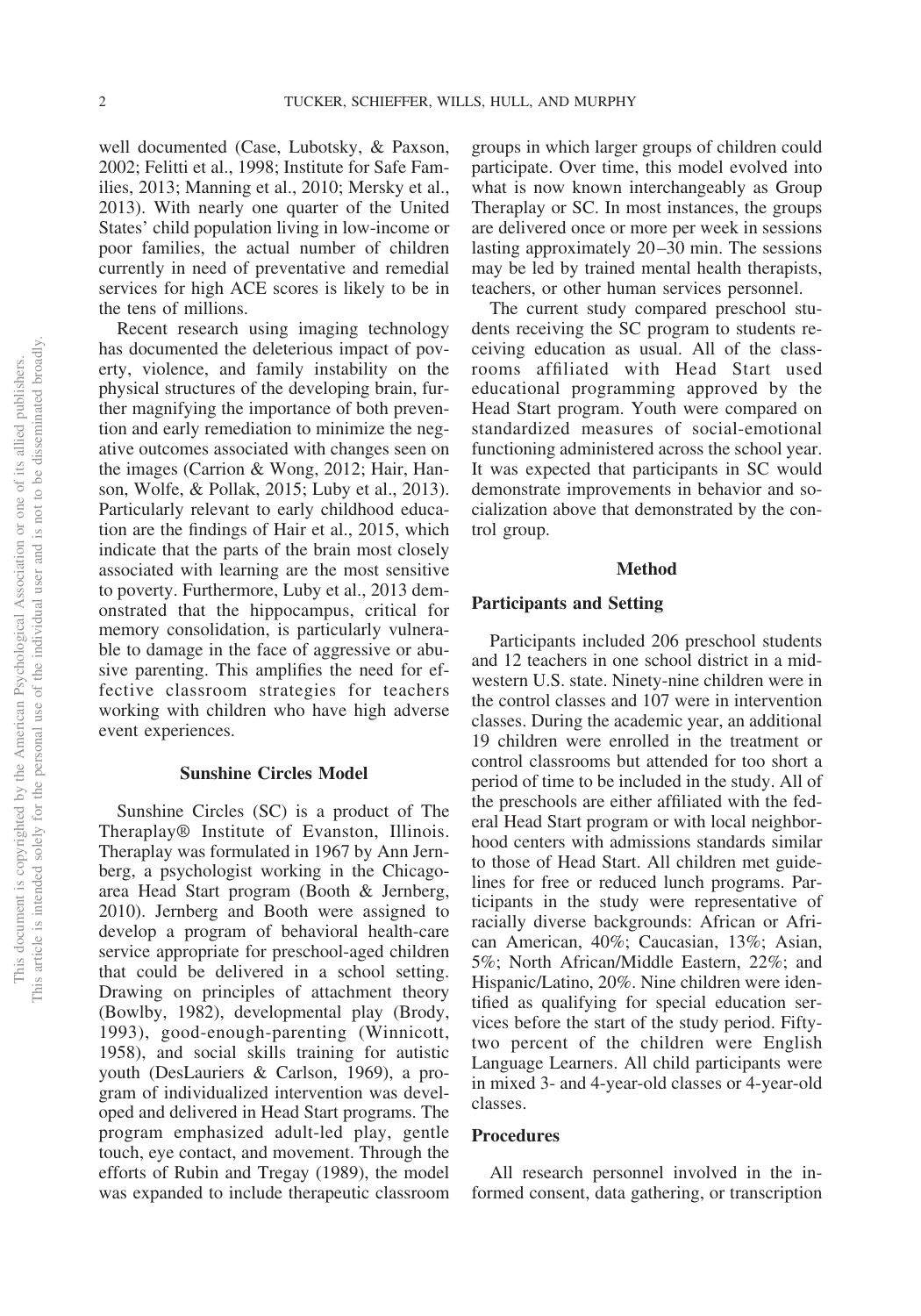well documented (Case, Lubotsky, & Paxson, 2002; Felitti et al., 1998; Institute for Safe Families, 2013; Manning et al., 2010; Mersky et al., 2013). With nearly one quarter of the United States' child population living in low-income or poor families, the actual number of children currently in need of preventative and remedial services for high ACE scores is likely to be in the tens of millions.

Recent research using imaging technology has documented the deleterious impact of poverty, violence, and family instability on the physical structures of the developing brain, further magnifying the importance of both prevention and early remediation to minimize the negative outcomes associated with changes seen on the images (Carrion & Wong, 2012; Hair, Hanson, Wolfe, & Pollak, 2015; Luby et al., 2013). Particularly relevant to early childhood education are the findings of Hair et al., 2015, which indicate that the parts of the brain most closely associated with learning are the most sensitive to poverty. Furthermore, Luby et al., 2013 demonstrated that the hippocampus, critical for memory consolidation, is particularly vulnerable to damage in the face of aggressive or abusive parenting. This amplifies the need for effective classroom strategies for teachers working with children who have high adverse event experiences.

## Sunshine Circles Model

Sunshine Circles (SC) is a product of The Theraplay® Institute of Evanston, Illinois. Theraplay was formulated in 1967 by Ann Jernberg, a psychologist working in the Chicago-area Head Start program (Booth & Jernberg, 2010). Jernberg and Booth were assigned to develop a program of behavioral health-care service appropriate for preschool-aged children that could be delivered in a school setting. Drawing on principles of attachment theory (Bowlby, 1982), developmental play (Brody, 1993), good-enough-parenting (Winnicott, 1958), and social skills training for autistic youth (DesLauriers & Carlson, 1969), a program of individualized intervention was developed and delivered in Head Start programs. The program emphasized adult-led play, gentle touch, eye contact, and movement. Through the efforts of Rubin and Tregay (1989), the model was expanded to include therapeutic classroom groups in which larger groups of children could participate. Over time, this model evolved into what is now known interchangeably as Group Theraplay or SC. In most instances, the groups are delivered once or more per week in sessions lasting approximately 20–30 min. The sessions may be led by trained mental health therapists, teachers, or other human services personnel.

The current study compared preschool students receiving the SC program to students receiving education as usual. All of the classrooms affiliated with Head Start used educational programming approved by the Head Start program. Youth were compared on standardized measures of social-emotional functioning administered across the school year. It was expected that participants in SC would demonstrate improvements in behavior and socialization above that demonstrated by the control group.

## Method

### Participants and Setting

Participants included 206 preschool students and 12 teachers in one school district in a midwestern U.S. state. Ninety-nine children were in the control classes and 107 were in intervention classes. During the academic year, an additional 19 children were enrolled in the treatment or control classrooms but attended for too short a period of time to be included in the study. All of the preschools are either affiliated with the federal Head Start program or with local neighborhood centers with admissions standards similar to those of Head Start. All children met guidelines for free or reduced lunch programs. Participants in the study were representative of racially diverse backgrounds: African or African American, 40%; Caucasian, 13%; Asian, 5%; North African/Middle Eastern, 22%; and Hispanic/Latino, 20%. Nine children were identified as qualifying for special education services before the start of the study period. Fifty-two percent of the children were English Language Learners. All child participants were in mixed 3- and 4-year-old classes or 4-year-old classes.

### Procedures

All research personnel involved in the informed consent, data gathering, or transcription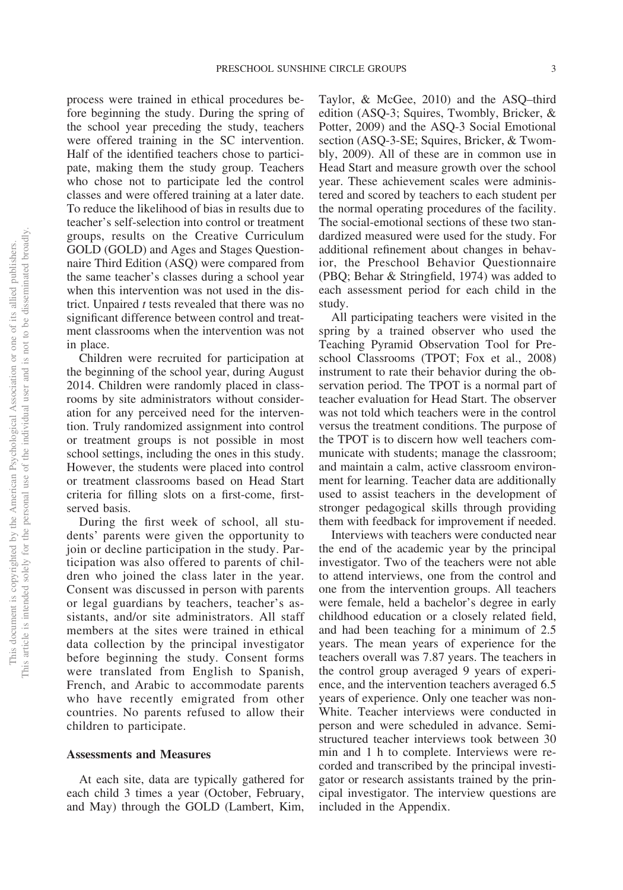process were trained in ethical procedures before beginning the study. During the spring of the school year preceding the study, teachers were offered training in the SC intervention. Half of the identified teachers chose to participate, making them the study group. Teachers who chose not to participate led the control classes and were offered training at a later date. To reduce the likelihood of bias in results due to teacher's self-selection into control or treatment groups, results on the Creative Curriculum GOLD (GOLD) and Ages and Stages Questionnaire Third Edition (ASQ) were compared from the same teacher's classes during a school year when this intervention was not used in the district. Unpaired *t* tests revealed that there was no significant difference between control and treatment classrooms when the intervention was not in place.

Children were recruited for participation at the beginning of the school year, during August 2014. Children were randomly placed in classrooms by site administrators without consideration for any perceived need for the intervention. Truly randomized assignment into control or treatment groups is not possible in most school settings, including the ones in this study. However, the students were placed into control or treatment classrooms based on Head Start criteria for filling slots on a first-come, first-served basis.

During the first week of school, all students' parents were given the opportunity to join or decline participation in the study. Participation was also offered to parents of children who joined the class later in the year. Consent was discussed in person with parents or legal guardians by teachers, teacher's assistants, and/or site administrators. All staff members at the sites were trained in ethical data collection by the principal investigator before beginning the study. Consent forms were translated from English to Spanish, French, and Arabic to accommodate parents who have recently emigrated from other countries. No parents refused to allow their children to participate.

## Assessments and Measures

At each site, data are typically gathered for each child 3 times a year (October, February, and May) through the GOLD (Lambert, Kim, Taylor, & McGee, 2010) and the ASQ–third edition (ASQ-3; Squires, Twombly, Bricker, & Potter, 2009) and the ASQ-3 Social Emotional section (ASQ-3-SE; Squires, Bricker, & Twombly, 2009). All of these are in common use in Head Start and measure growth over the school year. These achievement scales were administered and scored by teachers to each student per the normal operating procedures of the facility. The social-emotional sections of these two standardized measured were used for the study. For additional refinement about changes in behavior, the Preschool Behavior Questionnaire (PBQ; Behar & Stringfield, 1974) was added to each assessment period for each child in the study.

All participating teachers were visited in the spring by a trained observer who used the Teaching Pyramid Observation Tool for Preschool Classrooms (TPOT; Fox et al., 2008) instrument to rate their behavior during the observation period. The TPOT is a normal part of teacher evaluation for Head Start. The observer was not told which teachers were in the control versus the treatment conditions. The purpose of the TPOT is to discern how well teachers communicate with students; manage the classroom; and maintain a calm, active classroom environment for learning. Teacher data are additionally used to assist teachers in the development of stronger pedagogical skills through providing them with feedback for improvement if needed.

Interviews with teachers were conducted near the end of the academic year by the principal investigator. Two of the teachers were not able to attend interviews, one from the control and one from the intervention groups. All teachers were female, held a bachelor's degree in early childhood education or a closely related field, and had been teaching for a minimum of 2.5 years. The mean years of experience for the teachers overall was 7.87 years. The teachers in the control group averaged 9 years of experience, and the intervention teachers averaged 6.5 years of experience. Only one teacher was non-White. Teacher interviews were conducted in person and were scheduled in advance. Semi-structured teacher interviews took between 30 min and 1 h to complete. Interviews were recorded and transcribed by the principal investigator or research assistants trained by the principal investigator. The interview questions are included in the Appendix.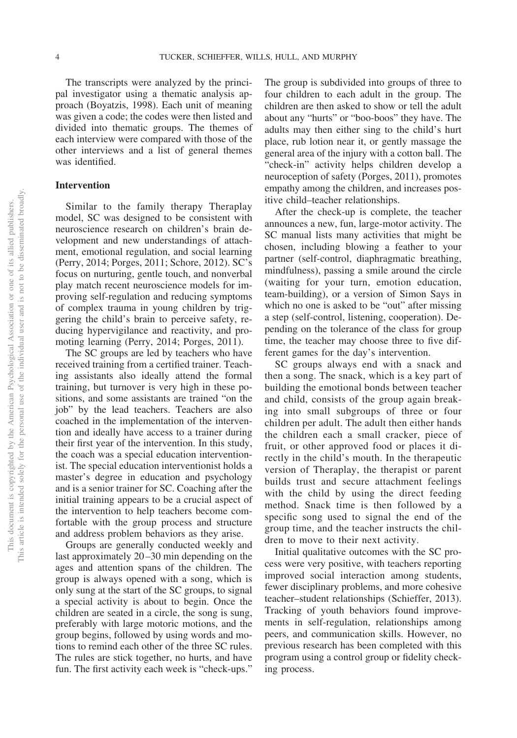The transcripts were analyzed by the principal investigator using a thematic analysis approach (Boyatzis, 1998). Each unit of meaning was given a code; the codes were then listed and divided into thematic groups. The themes of each interview were compared with those of the other interviews and a list of general themes was identified.

## Intervention

Similar to the family therapy Theraplay model, SC was designed to be consistent with neuroscience research on children's brain development and new understandings of attachment, emotional regulation, and social learning (Perry, 2014; Porges, 2011; Schore, 2012). SC's focus on nurturing, gentle touch, and nonverbal play match recent neuroscience models for improving self-regulation and reducing symptoms of complex trauma in young children by triggering the child's brain to perceive safety, reducing hypervigilance and reactivity, and promoting learning (Perry, 2014; Porges, 2011).

The SC groups are led by teachers who have received training from a certified trainer. Teaching assistants also ideally attend the formal training, but turnover is very high in these positions, and some assistants are trained "on the job" by the lead teachers. Teachers are also coached in the implementation of the intervention and ideally have access to a trainer during their first year of the intervention. In this study, the coach was a special education interventionist. The special education interventionist holds a master's degree in education and psychology and is a senior trainer for SC. Coaching after the initial training appears to be a crucial aspect of the intervention to help teachers become comfortable with the group process and structure and address problem behaviors as they arise.

Groups are generally conducted weekly and last approximately 20–30 min depending on the ages and attention spans of the children. The group is always opened with a song, which is only sung at the start of the SC groups, to signal a special activity is about to begin. Once the children are seated in a circle, the song is sung, preferably with large motoric motions, and the group begins, followed by using words and motions to remind each other of the three SC rules. The rules are stick together, no hurts, and have fun. The first activity each week is "check-ups." The group is subdivided into groups of three to four children to each adult in the group. The children are then asked to show or tell the adult about any "hurts" or "boo-boos" they have. The adults may then either sing to the child's hurt place, rub lotion near it, or gently massage the general area of the injury with a cotton ball. The "check-in" activity helps children develop a neuroception of safety (Porges, 2011), promotes empathy among the children, and increases positive child–teacher relationships.

After the check-up is complete, the teacher announces a new, fun, large-motor activity. The SC manual lists many activities that might be chosen, including blowing a feather to your partner (self-control, diaphragmatic breathing, mindfulness), passing a smile around the circle (waiting for your turn, emotion education, team-building), or a version of Simon Says in which no one is asked to be "out" after missing a step (self-control, listening, cooperation). Depending on the tolerance of the class for group time, the teacher may choose three to five different games for the day's intervention.

SC groups always end with a snack and then a song. The snack, which is a key part of building the emotional bonds between teacher and child, consists of the group again breaking into small subgroups of three or four children per adult. The adult then either hands the children each a small cracker, piece of fruit, or other approved food or places it directly in the child's mouth. In the therapeutic version of Theraplay, the therapist or parent builds trust and secure attachment feelings with the child by using the direct feeding method. Snack time is then followed by a specific song used to signal the end of the group time, and the teacher instructs the children to move to their next activity.

Initial qualitative outcomes with the SC process were very positive, with teachers reporting improved social interaction among students, fewer disciplinary problems, and more cohesive teacher–student relationships (Schieffer, 2013). Tracking of youth behaviors found improvements in self-regulation, relationships among peers, and communication skills. However, no previous research has been completed with this program using a control group or fidelity checking process.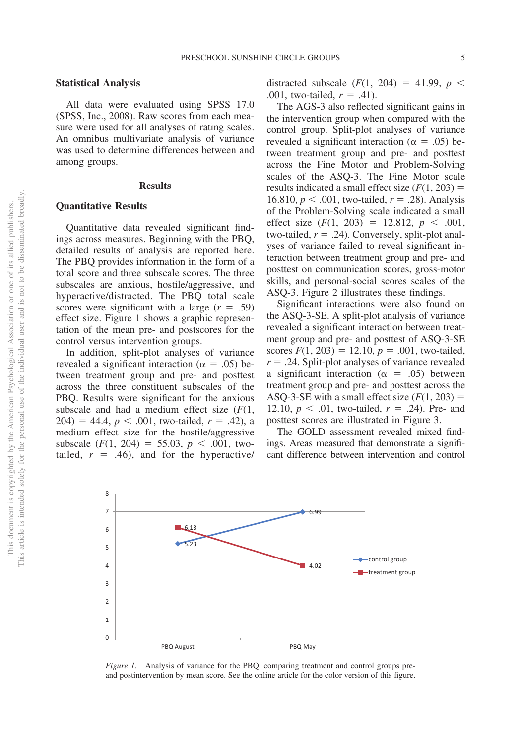### Statistical Analysis

All data were evaluated using SPSS 17.0 (SPSS, Inc., 2008). Raw scores from each measure were used for all analyses of rating scales. An omnibus multivariate analysis of variance was used to determine differences between and among groups.

## Results

### Quantitative Results

Quantitative data revealed significant findings across measures. Beginning with the PBQ, detailed results of analysis are reported here. The PBQ provides information in the form of a total score and three subscale scores. The three subscales are anxious, hostile/aggressive, and hyperactive/distracted. The PBQ total scale scores were significant with a large ($r = .59$) effect size. Figure 1 shows a graphic representation of the mean pre- and postscores for the control versus intervention groups.

In addition, split-plot analyses of variance revealed a significant interaction ($\alpha = .05$) between treatment group and pre- and posttest across the three constituent subscales of the PBQ. Results were significant for the anxious subscale and had a medium effect size ($F(1, 204) = 44.4$, $p < .001$, two-tailed, $r = .42$), a medium effect size for the hostile/aggressive subscale ($F(1, 204) = 55.03$, $p < .001$, two-tailed, $r = .46$), and for the hyperactive/distracted subscale ($F(1, 204) = 41.99$, $p < .001$, two-tailed, $r = .41$).

The AGS-3 also reflected significant gains in the intervention group when compared with the control group. Split-plot analyses of variance revealed a significant interaction ($\alpha = .05$) between treatment group and pre- and posttest across the Fine Motor and Problem-Solving scales of the ASQ-3. The Fine Motor scale results indicated a small effect size ($F(1, 203) = 16.810$, $p < .001$, two-tailed, $r = .28$). Analysis of the Problem-Solving scale indicated a small effect size ($F(1, 203) = 12.812$, $p < .001$, two-tailed, $r = .24$). Conversely, split-plot analyses of variance failed to reveal significant interaction between treatment group and pre- and posttest on communication scores, gross-motor skills, and personal-social scores scales of the ASQ-3. Figure 2 illustrates these findings.

Significant interactions were also found on the ASQ-3-SE. A split-plot analysis of variance revealed a significant interaction between treatment group and pre- and posttest of ASQ-3-SE scores $F(1, 203) = 12.10$, $p = .001$, two-tailed, $r = .24$. Split-plot analyses of variance revealed a significant interaction ($\alpha = .05$) between treatment group and pre- and posttest across the ASQ-3-SE with a small effect size ($F(1, 203) = 12.10$, $p < .01$, two-tailed, $r = .24$). Pre- and posttest scores are illustrated in Figure 3.

The GOLD assessment revealed mixed findings. Areas measured that demonstrate a significant difference between intervention and control

*Figure 1.* Analysis of variance for the PBQ, comparing treatment and control groups pre- and postintervention by mean score. See the online article for the color version of this figure.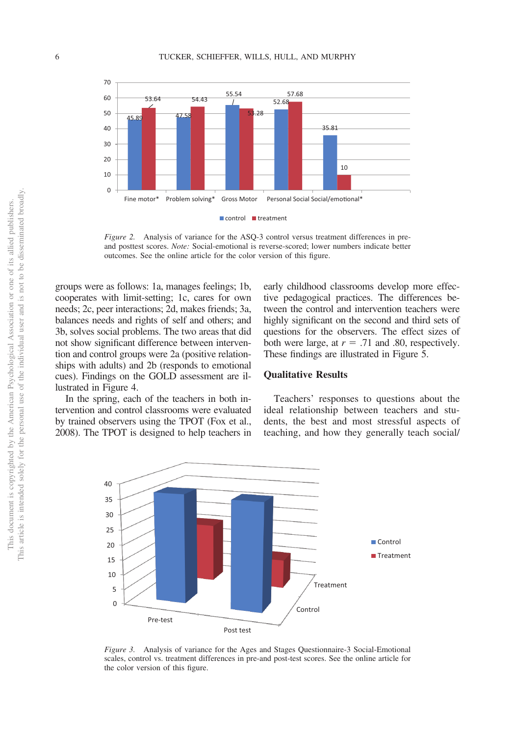*Figure 2.* Analysis of variance for the ASQ-3 control versus treatment differences in pre- and posttest scores. *Note:* Social-emotional is reverse-scored; lower numbers indicate better outcomes. See the online article for the color version of this figure.

groups were as follows: 1a, manages feelings; 1b, cooperates with limit-setting; 1c, cares for own needs; 2c, peer interactions; 2d, makes friends; 3a, balances needs and rights of self and others; and 3b, solves social problems. The two areas that did not show significant difference between intervention and control groups were 2a (positive relationships with adults) and 2b (responds to emotional cues). Findings on the GOLD assessment are illustrated in Figure 4.

In the spring, each of the teachers in both intervention and control classrooms were evaluated by trained observers using the TPOT (Fox et al., 2008). The TPOT is designed to help teachers in early childhood classrooms develop more effective pedagogical practices. The differences between the control and intervention teachers were highly significant on the second and third sets of questions for the observers. The effect sizes of both were large, at $r = .71$ and $.80$, respectively. These findings are illustrated in Figure 5.

## Qualitative Results

Teachers' responses to questions about the ideal relationship between teachers and students, the best and most stressful aspects of teaching, and how they generally teach social/

*Figure 3.* Analysis of variance for the Ages and Stages Questionnaire-3 Social-Emotional scales, control vs. treatment differences in pre-and post-test scores. See the online article for the color version of this figure.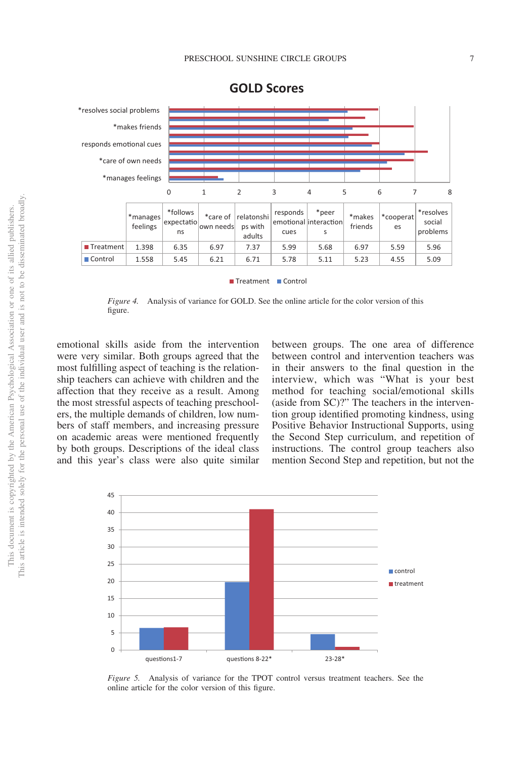**GOLD Scores**

| | *manages feelings | *follows expectations | *care of own needs | relatonships with adults | responds emotional cues | *peer interactions | *makes friends | *cooperates | *resolves social problems |
|---|---|---|---|---|---|---|---|---|---|
| Treatment | 1.398 | 6.35 | 6.97 | 7.37 | 5.99 | 5.68 | 6.97 | 5.59 | 5.96 |
| Control | 1.558 | 5.45 | 6.21 | 6.71 | 5.78 | 5.11 | 5.23 | 4.55 | 5.09 |

*Figure 4.* Analysis of variance for GOLD. See the online article for the color version of this figure.

emotional skills aside from the intervention were very similar. Both groups agreed that the most fulfilling aspect of teaching is the relationship teachers can achieve with children and the affection that they receive as a result. Among the most stressful aspects of teaching preschoolers, the multiple demands of children, low numbers of staff members, and increasing pressure on academic areas were mentioned frequently by both groups. Descriptions of the ideal class and this year's class were also quite similar between groups. The one area of difference between control and intervention teachers was in their answers to the final question in the interview, which was "What is your best method for teaching social/emotional skills (aside from SC)?" The teachers in the intervention group identified promoting kindness, using Positive Behavior Instructional Supports, using the Second Step curriculum, and repetition of instructions. The control group teachers also mention Second Step and repetition, but not the

*Figure 5.* Analysis of variance for the TPOT control versus treatment teachers. See the online article for the color version of this figure.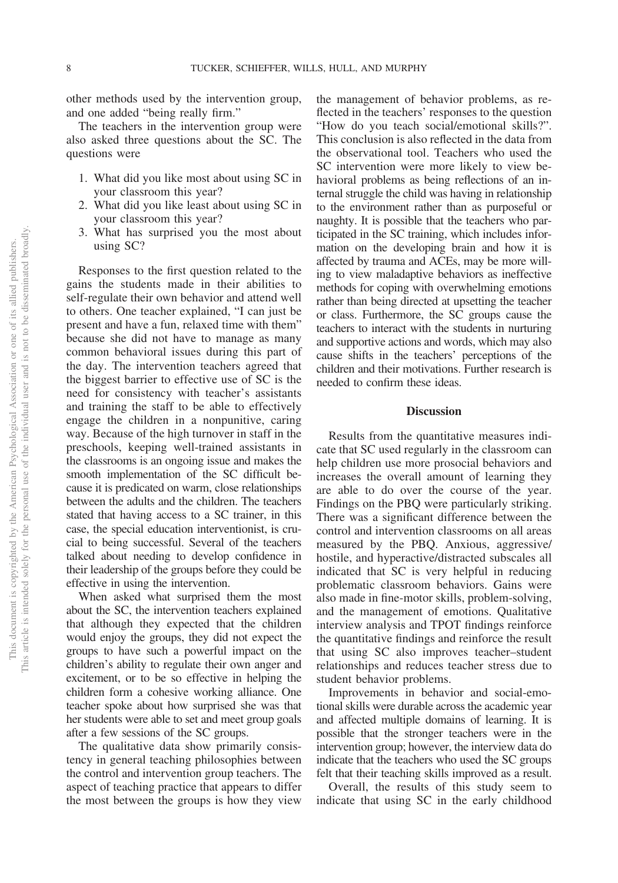other methods used by the intervention group, and one added "being really firm."

The teachers in the intervention group were also asked three questions about the SC. The questions were

1. What did you like most about using SC in your classroom this year?
2. What did you like least about using SC in your classroom this year?
3. What has surprised you the most about using SC?

Responses to the first question related to the gains the students made in their abilities to self-regulate their own behavior and attend well to others. One teacher explained, "I can just be present and have a fun, relaxed time with them" because she did not have to manage as many common behavioral issues during this part of the day. The intervention teachers agreed that the biggest barrier to effective use of SC is the need for consistency with teacher's assistants and training the staff to be able to effectively engage the children in a nonpunitive, caring way. Because of the high turnover in staff in the preschools, keeping well-trained assistants in the classrooms is an ongoing issue and makes the smooth implementation of the SC difficult because it is predicated on warm, close relationships between the adults and the children. The teachers stated that having access to a SC trainer, in this case, the special education interventionist, is crucial to being successful. Several of the teachers talked about needing to develop confidence in their leadership of the groups before they could be effective in using the intervention.

When asked what surprised them the most about the SC, the intervention teachers explained that although they expected that the children would enjoy the groups, they did not expect the groups to have such a powerful impact on the children's ability to regulate their own anger and excitement, or to be so effective in helping the children form a cohesive working alliance. One teacher spoke about how surprised she was that her students were able to set and meet group goals after a few sessions of the SC groups.

The qualitative data show primarily consistency in general teaching philosophies between the control and intervention group teachers. The aspect of teaching practice that appears to differ the most between the groups is how they view the management of behavior problems, as reflected in the teachers' responses to the question "How do you teach social/emotional skills?". This conclusion is also reflected in the data from the observational tool. Teachers who used the SC intervention were more likely to view behavioral problems as being reflections of an internal struggle the child was having in relationship to the environment rather than as purposeful or naughty. It is possible that the teachers who participated in the SC training, which includes information on the developing brain and how it is affected by trauma and ACEs, may be more willing to view maladaptive behaviors as ineffective methods for coping with overwhelming emotions rather than being directed at upsetting the teacher or class. Furthermore, the SC groups cause the teachers to interact with the students in nurturing and supportive actions and words, which may also cause shifts in the teachers' perceptions of the children and their motivations. Further research is needed to confirm these ideas.

## Discussion

Results from the quantitative measures indicate that SC used regularly in the classroom can help children use more prosocial behaviors and increases the overall amount of learning they are able to do over the course of the year. Findings on the PBQ were particularly striking. There was a significant difference between the control and intervention classrooms on all areas measured by the PBQ. Anxious, aggressive/hostile, and hyperactive/distracted subscales all indicated that SC is very helpful in reducing problematic classroom behaviors. Gains were also made in fine-motor skills, problem-solving, and the management of emotions. Qualitative interview analysis and TPOT findings reinforce the quantitative findings and reinforce the result that using SC also improves teacher–student relationships and reduces teacher stress due to student behavior problems.

Improvements in behavior and social-emotional skills were durable across the academic year and affected multiple domains of learning. It is possible that the stronger teachers were in the intervention group; however, the interview data do indicate that the teachers who used the SC groups felt that their teaching skills improved as a result.

Overall, the results of this study seem to indicate that using SC in the early childhood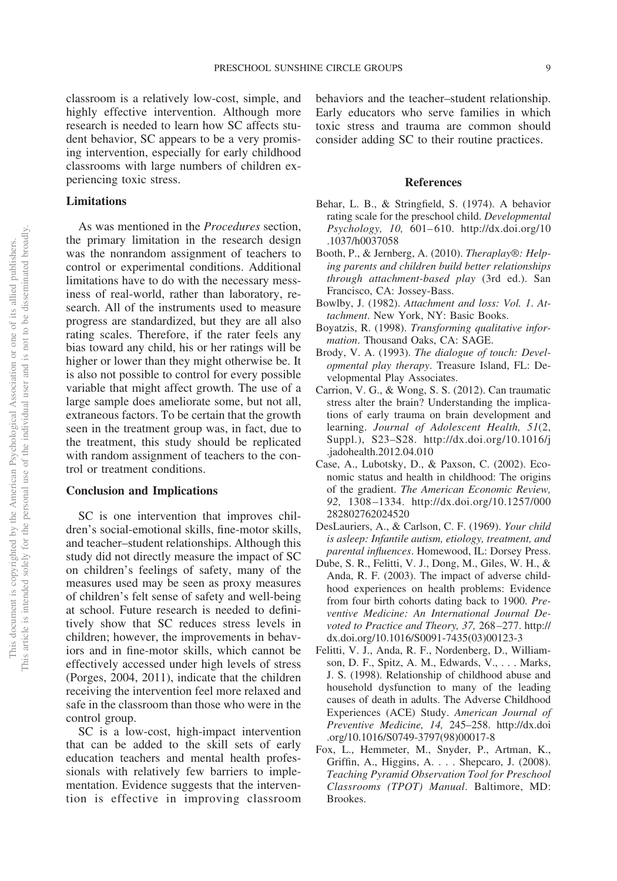classroom is a relatively low-cost, simple, and highly effective intervention. Although more research is needed to learn how SC affects student behavior, SC appears to be a very promising intervention, especially for early childhood classrooms with large numbers of children experiencing toxic stress.

### Limitations

As was mentioned in the *Procedures* section, the primary limitation in the research design was the nonrandom assignment of teachers to control or experimental conditions. Additional limitations have to do with the necessary messiness of real-world, rather than laboratory, research. All of the instruments used to measure progress are standardized, but they are all also rating scales. Therefore, if the rater feels any bias toward any child, his or her ratings will be higher or lower than they might otherwise be. It is also not possible to control for every possible variable that might affect growth. The use of a large sample does ameliorate some, but not all, extraneous factors. To be certain that the growth seen in the treatment group was, in fact, due to the treatment, this study should be replicated with random assignment of teachers to the control or treatment conditions.

### Conclusion and Implications

SC is one intervention that improves children's social-emotional skills, fine-motor skills, and teacher–student relationships. Although this study did not directly measure the impact of SC on children's feelings of safety, many of the measures used may be seen as proxy measures of children's felt sense of safety and well-being at school. Future research is needed to definitively show that SC reduces stress levels in children; however, the improvements in behaviors and in fine-motor skills, which cannot be effectively accessed under high levels of stress (Porges, 2004, 2011), indicate that the children receiving the intervention feel more relaxed and safe in the classroom than those who were in the control group.

SC is a low-cost, high-impact intervention that can be added to the skill sets of early education teachers and mental health professionals with relatively few barriers to implementation. Evidence suggests that the intervention is effective in improving classroom behaviors and the teacher–student relationship. Early educators who serve families in which toxic stress and trauma are common should consider adding SC to their routine practices.

## References

Behar, L. B., & Stringfield, S. (1974). A behavior rating scale for the preschool child. *Developmental Psychology, 10,* 601–610. http://dx.doi.org/10.1037/h0037058

Booth, P., & Jernberg, A. (2010). *Theraplay®: Helping parents and children build better relationships through attachment-based play* (3rd ed.). San Francisco, CA: Jossey-Bass.

Bowlby, J. (1982). *Attachment and loss: Vol. 1. Attachment*. New York, NY: Basic Books.

Boyatzis, R. (1998). *Transforming qualitative information*. Thousand Oaks, CA: SAGE.

Brody, V. A. (1993). *The dialogue of touch: Developmental play therapy*. Treasure Island, FL: Developmental Play Associates.

Carrion, V. G., & Wong, S. S. (2012). Can traumatic stress alter the brain? Understanding the implications of early trauma on brain development and learning. *Journal of Adolescent Health, 51*(2, Suppl.), S23–S28. http://dx.doi.org/10.1016/j.jadohealth.2012.04.010

Case, A., Lubotsky, D., & Paxson, C. (2002). Economic status and health in childhood: The origins of the gradient. *The American Economic Review, 92,* 1308–1334. http://dx.doi.org/10.1257/000282802762024520

DesLauriers, A., & Carlson, C. F. (1969). *Your child is asleep: Infantile autism, etiology, treatment, and parental influences*. Homewood, IL: Dorsey Press.

Dube, S. R., Felitti, V. J., Dong, M., Giles, W. H., & Anda, R. F. (2003). The impact of adverse childhood experiences on health problems: Evidence from four birth cohorts dating back to 1900. *Preventive Medicine: An International Journal Devoted to Practice and Theory, 37,* 268–277. http://dx.doi.org/10.1016/S0091-7435(03)00123-3

Felitti, V. J., Anda, R. F., Nordenberg, D., Williamson, D. F., Spitz, A. M., Edwards, V., . . . Marks, J. S. (1998). Relationship of childhood abuse and household dysfunction to many of the leading causes of death in adults. The Adverse Childhood Experiences (ACE) Study. *American Journal of Preventive Medicine, 14,* 245–258. http://dx.doi.org/10.1016/S0749-3797(98)00017-8

Fox, L., Hemmeter, M., Snyder, P., Artman, K., Griffin, A., Higgins, A. . . . Shepcaro, J. (2008). *Teaching Pyramid Observation Tool for Preschool Classrooms (TPOT) Manual*. Baltimore, MD: Brookes.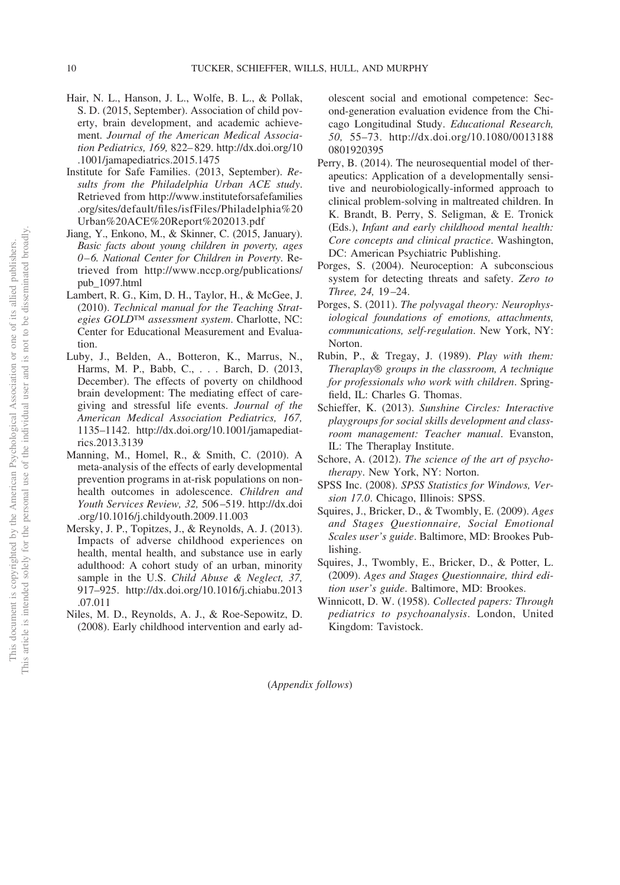Hair, N. L., Hanson, J. L., Wolfe, B. L., & Pollak, S. D. (2015, September). Association of child poverty, brain development, and academic achievement. *Journal of the American Medical Association Pediatrics, 169,* 822–829. http://dx.doi.org/10.1001/jamapediatrics.2015.1475

Institute for Safe Families. (2013, September). *Results from the Philadelphia Urban ACE study*. Retrieved from http://www.instituteforsafefamilies.org/sites/default/files/isfFiles/Philadelphia%20Urban%20ACE%20Report%202013.pdf

Jiang, Y., Enkono, M., & Skinner, C. (2015, January). *Basic facts about young children in poverty, ages 0–6. National Center for Children in Poverty*. Retrieved from http://www.nccp.org/publications/pub_1097.html

Lambert, R. G., Kim, D. H., Taylor, H., & McGee, J. (2010). *Technical manual for the Teaching Strategies GOLD™ assessment system*. Charlotte, NC: Center for Educational Measurement and Evaluation.

Luby, J., Belden, A., Botteron, K., Marrus, N., Harms, M. P., Babb, C., . . . Barch, D. (2013, December). The effects of poverty on childhood brain development: The mediating effect of caregiving and stressful life events. *Journal of the American Medical Association Pediatrics, 167,* 1135–1142. http://dx.doi.org/10.1001/jamapediatrics.2013.3139

Manning, M., Homel, R., & Smith, C. (2010). A meta-analysis of the effects of early developmental prevention programs in at-risk populations on non-health outcomes in adolescence. *Children and Youth Services Review, 32,* 506–519. http://dx.doi.org/10.1016/j.childyouth.2009.11.003

Mersky, J. P., Topitzes, J., & Reynolds, A. J. (2013). Impacts of adverse childhood experiences on health, mental health, and substance use in early adulthood: A cohort study of an urban, minority sample in the U.S. *Child Abuse & Neglect, 37,* 917–925. http://dx.doi.org/10.1016/j.chiabu.2013.07.011

Niles, M. D., Reynolds, A. J., & Roe-Sepowitz, D. (2008). Early childhood intervention and early adolescent social and emotional competence: Second-generation evaluation evidence from the Chicago Longitudinal Study. *Educational Research, 50,* 55–73. http://dx.doi.org/10.1080/00131880801920395

Perry, B. (2014). The neurosequential model of therapeutics: Application of a developmentally sensitive and neurobiologically-informed approach to clinical problem-solving in maltreated children. In K. Brandt, B. Perry, S. Seligman, & E. Tronick (Eds.), *Infant and early childhood mental health: Core concepts and clinical practice*. Washington, DC: American Psychiatric Publishing.

Porges, S. (2004). Neuroception: A subconscious system for detecting threats and safety. *Zero to Three, 24,* 19–24.

Porges, S. (2011). *The polyvagal theory: Neurophysiological foundations of emotions, attachments, communications, self-regulation*. New York, NY: Norton.

Rubin, P., & Tregay, J. (1989). *Play with them: Theraplay® groups in the classroom, A technique for professionals who work with children*. Springfield, IL: Charles G. Thomas.

Schieffer, K. (2013). *Sunshine Circles: Interactive playgroups for social skills development and classroom management: Teacher manual*. Evanston, IL: The Theraplay Institute.

Schore, A. (2012). *The science of the art of psychotherapy*. New York, NY: Norton.

SPSS Inc. (2008). *SPSS Statistics for Windows, Version 17.0*. Chicago, Illinois: SPSS.

Squires, J., Bricker, D., & Twombly, E. (2009). *Ages and Stages Questionnaire, Social Emotional Scales user's guide*. Baltimore, MD: Brookes Publishing.

Squires, J., Twombly, E., Bricker, D., & Potter, L. (2009). *Ages and Stages Questionnaire, third edition user's guide*. Baltimore, MD: Brookes.

Winnicott, D. W. (1958). *Collected papers: Through pediatrics to psychoanalysis*. London, United Kingdom: Tavistock.

(*Appendix follows*)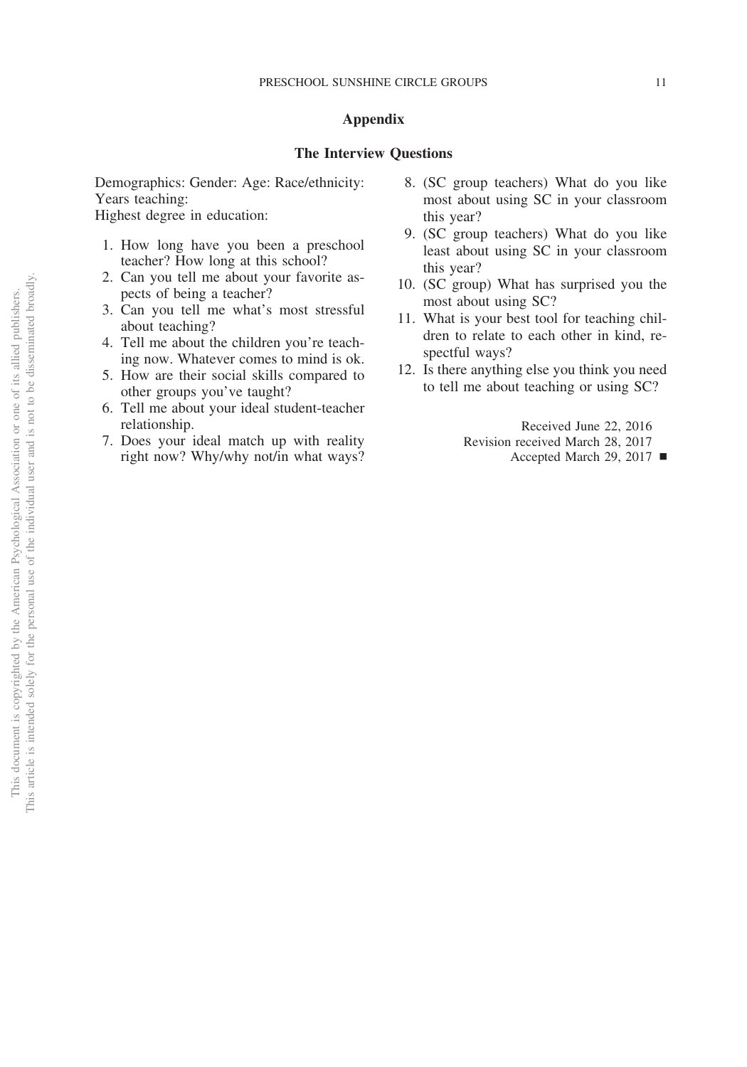## Appendix

### The Interview Questions

Demographics: Gender: Age: Race/ethnicity: Years teaching:
Highest degree in education:

1. How long have you been a preschool teacher? How long at this school?
2. Can you tell me about your favorite aspects of being a teacher?
3. Can you tell me what's most stressful about teaching?
4. Tell me about the children you're teaching now. Whatever comes to mind is ok.
5. How are their social skills compared to other groups you've taught?
6. Tell me about your ideal student-teacher relationship.
7. Does your ideal match up with reality right now? Why/why not/in what ways?
8. (SC group teachers) What do you like most about using SC in your classroom this year?
9. (SC group teachers) What do you like least about using SC in your classroom this year?
10. (SC group) What has surprised you the most about using SC?
11. What is your best tool for teaching children to relate to each other in kind, respectful ways?
12. Is there anything else you think you need to tell me about teaching or using SC?

Received June 22, 2016
Revision received March 28, 2017
Accepted March 29, 2017 ■